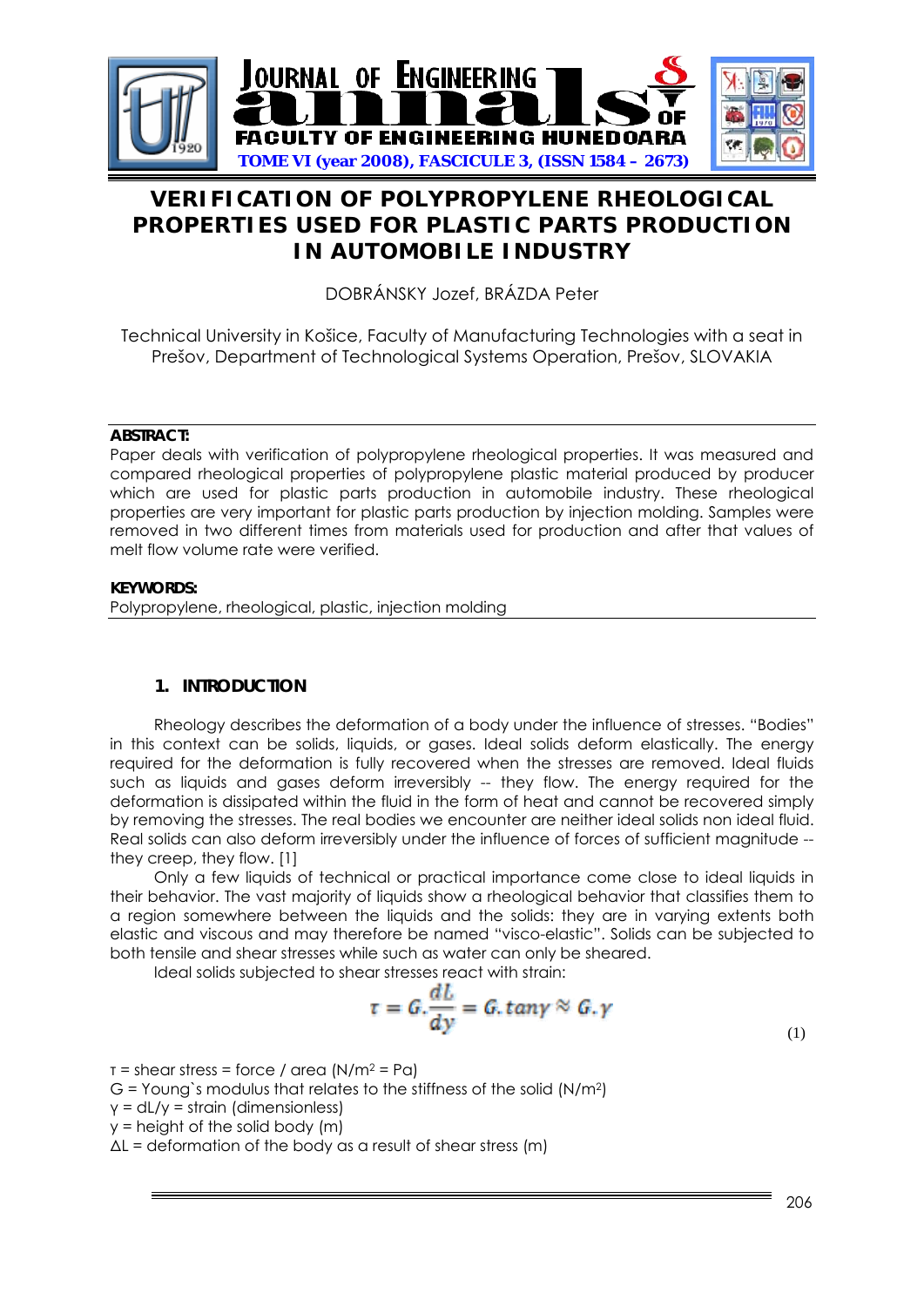# VERIFICATION OF POLYPROPYLENE RHEOLOGICAL PROPERTIES USED FOR PLASTIC PARTS PRODUCTION IN AUTOMOBILE INDUSTRY

DOBRÁNSKY Jozef, BRÁZDA Peter

Technical University in Košice, Faculty of Manufacturing Technologies with a seat in Prešov, Department of Technological Systems Operation, Prešov, SLOVAKIA

**ABSTRACT:**

Paper deals with verification of polypropylene rheological properties. It was measured and compared rheological properties of polypropylene plastic material produced by producer which are used for plastic parts production in automobile industry. These rheological properties are very important for plastic parts production by injection molding. Samples were removed in two different times from materials used for production and after that values of melt flow volume rate were verified.

**KEYWORDS:**

Polypropylene, rheological, plastic, injection molding

## 1. INTRODUCTION

Rheology describes the deformation of a body under the influence of stresses. "Bodies" in this context can be solids, liquids, or gases. Ideal solids deform elastically. The energy required for the deformation is fully recovered when the stresses are removed. Ideal fluids such as liquids and gases deform irreversibly -- they flow. The energy required for the deformation is dissipated within the fluid in the form of heat and cannot be recovered simply by removing the stresses. The real bodies we encounter are neither ideal solids non ideal fluid. Real solids can also deform irreversibly under the influence of forces of sufficient magnitude -- they creep, they flow. [1]

Only a few liquids of technical or practical importance come close to ideal liquids in their behavior. The vast majority of liquids show a rheological behavior that classifies them to a region somewhere between the liquids and the solids: they are in varying extents both elastic and viscous and may therefore be named "visco-elastic". Solids can be subjected to both tensile and shear stresses while such as water can only be sheared.

Ideal solids subjected to shear stresses react with strain:

$$\tau = G.\frac{dL}{dy} = G.\tan\gamma \approx G.\gamma \qquad (1)$$

$\tau$ = shear stress = force / area ($N/m^2$ = Pa)
$G$ = Young`s modulus that relates to the stiffness of the solid ($N/m^2$)
$\gamma$ = dL/y = strain (dimensionless)
$y$ = height of the solid body (m)
$\Delta L$ = deformation of the body as a result of shear stress (m)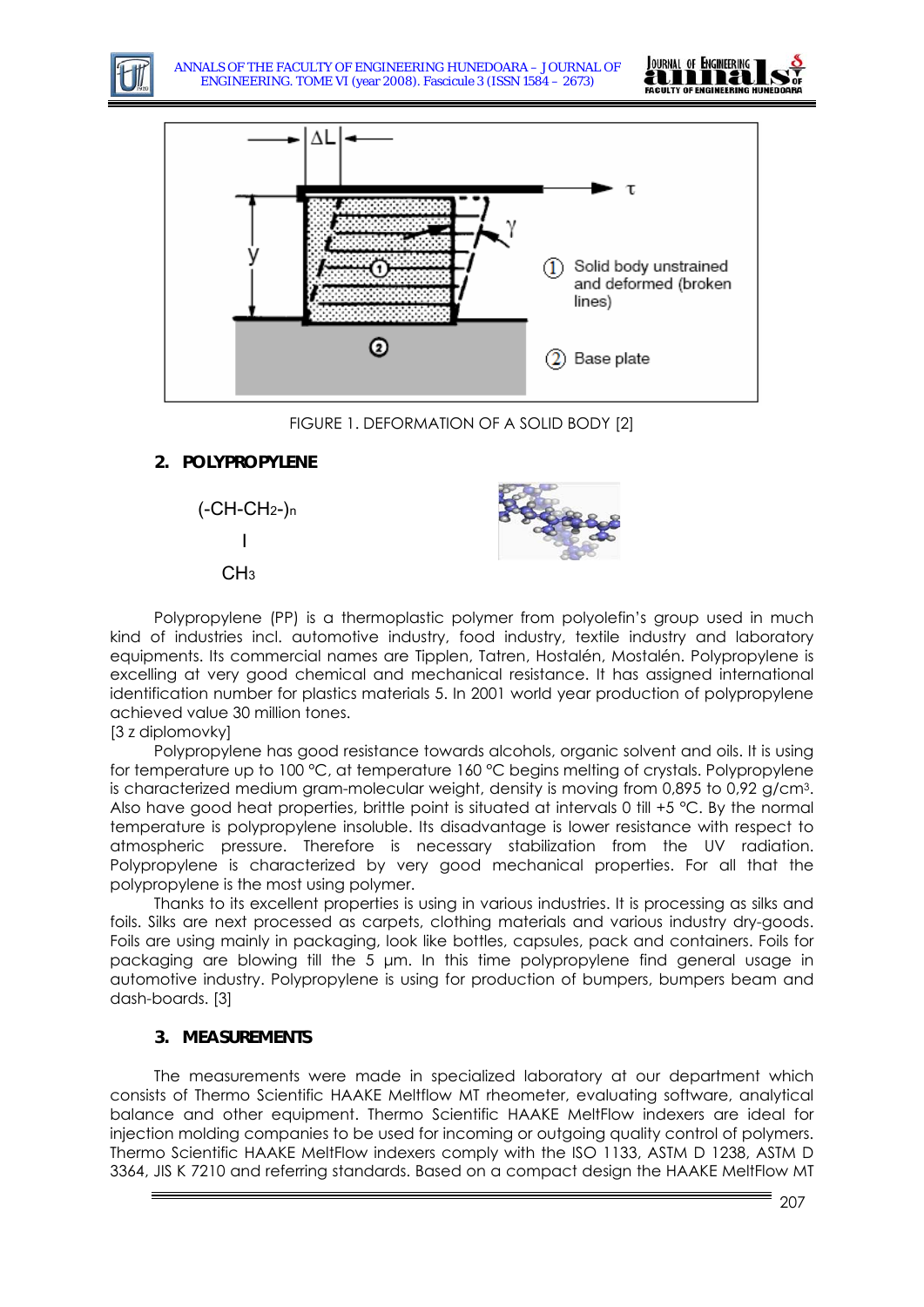FIGURE 1. DEFORMATION OF A SOLID BODY [2]

## 2. POLYPROPYLENE

$(\text{-CH-CH}_2\text{-})_n$

I

$CH_3$

Polypropylene (PP) is a thermoplastic polymer from polyolefin's group used in much kind of industries incl. automotive industry, food industry, textile industry and laboratory equipments. Its commercial names are Tiplen, Tatren, Hostalén, Mostalén. Polypropylene is excelling at very good chemical and mechanical resistance. It has assigned international identification number for plastics materials 5. In 2001 world year production of polypropylene achieved value 30 million tones.
[3 z diplomovky]

Polypropylene has good resistance towards alcohols, organic solvent and oils. It is using for temperature up to 100 °C, at temperature 160 °C begins melting of crystals. Polypropylene is characterized medium gram-molecular weight, density is moving from 0,895 to 0,92 g/cm$^3$. Also have good heat properties, brittle point is situated at intervals 0 till +5 °C. By the normal temperature is polypropylene insoluble. Its disadvantage is lower resistance with respect to atmospheric pressure. Therefore is necessary stabilization from the UV radiation. Polypropylene is characterized by very good mechanical properties. For all that the polypropylene is the most using polymer.

Thanks to its excellent properties is using in various industries. It is processing as silks and foils. Silks are next processed as carpets, clothing materials and various industry dry-goods. Foils are using mainly in packaging, look like bottles, capsules, pack and containers. Foils for packaging are blowing till the 5 μm. In this time polypropylene find general usage in automotive industry. Polypropylene is using for production of bumpers, bumpers beam and dash-boards. [3]

## 3. MEASUREMENTS

The measurements were made in specialized laboratory at our department which consists of Thermo Scientific HAAKE Meltflow MT rheometer, evaluating software, analytical balance and other equipment. Thermo Scientific HAAKE MeltFlow indexers are ideal for injection molding companies to be used for incoming or outgoing quality control of polymers. Thermo Scientific HAAKE MeltFlow indexers comply with the ISO 1133, ASTM D 1238, ASTM D 3364, JIS K 7210 and referring standards. Based on a compact design the HAAKE MeltFlow MT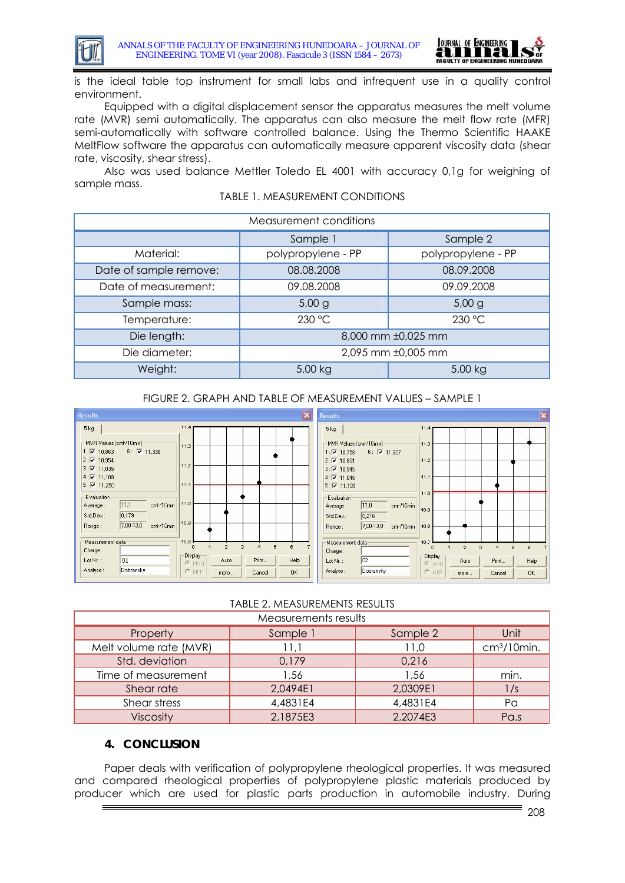is the ideal table top instrument for small labs and infrequent use in a quality control environment.

Equipped with a digital displacement sensor the apparatus measures the melt volume rate (MVR) semi automatically. The apparatus can also measure the melt flow rate (MFR) semi-automatically with software controlled balance. Using the Thermo Scientific HAAKE MeltFlow software the apparatus can automatically measure apparent viscosity data (shear rate, viscosity, shear stress).

Also was used balance Mettler Toledo EL 4001 with accuracy 0,1g for weighing of sample mass.

TABLE 1. MEASUREMENT CONDITIONS

| Measurement conditions | | |
|---|---|---|
| | Sample 1 | Sample 2 |
| Material: | polypropylene - PP | polypropylene - PP |
| Date of sample remove: | 08.08.2008 | 08.09.2008 |
| Date of measurement: | 09.08.2008 | 09.09.2008 |
| Sample mass: | 5,00 g | 5,00 g |
| Temperature: | 230 °C | 230 °C |
| Die length: | 8,000 mm ±0,025 mm | |
| Die diameter: | 2,095 mm ±0,005 mm | |
| Weight: | 5,00 kg | 5,00 kg |

FIGURE 2. GRAPH AND TABLE OF MEASUREMENT VALUES – SAMPLE 1

TABLE 2. MEASUREMENTS RESULTS

| Measurements results | | | |
|---|---|---|---|
| Property | Sample 1 | Sample 2 | Unit |
| Melt volume rate (MVR) | 11,1 | 11,0 | $cm^3$/10min. |
| Std. deviation | 0,179 | 0,216 | |
| Time of measurement | 1,56 | 1,56 | min. |
| Shear rate | 2,0494E1 | 2,0309E1 | 1/s |
| Shear stress | 4,4831E4 | 4,4831E4 | Pa |
| Viscosity | 2,1875E3 | 2,2074E3 | Pa.s |

## 4. CONCLUSION

Paper deals with verification of polypropylene rheological properties. It was measured and compared rheological properties of polypropylene plastic materials produced by producer which are used for plastic parts production in automobile industry. During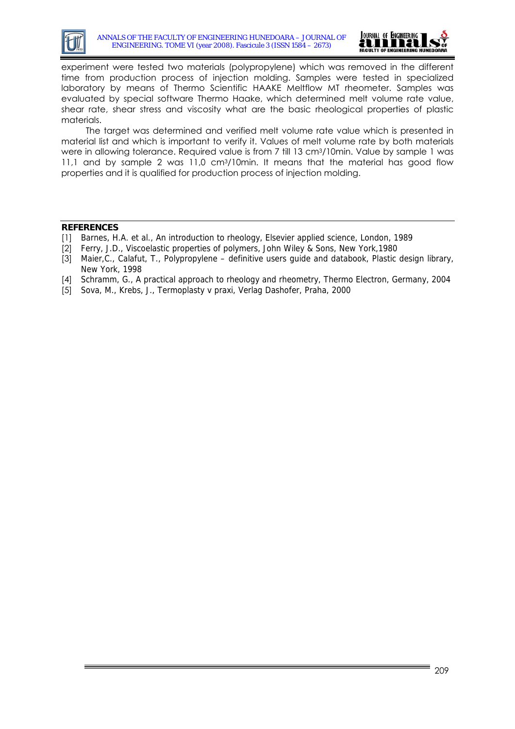experiment were tested two materials (polypropylene) which was removed in the different time from production process of injection molding. Samples were tested in specialized laboratory by means of Thermo Scientific HAAKE Meltflow MT rheometer. Samples was evaluated by special software Thermo Haake, which determined melt volume rate value, shear rate, shear stress and viscosity what are the basic rheological properties of plastic materials.

The target was determined and verified melt volume rate value which is presented in material list and which is important to verify it. Values of melt volume rate by both materials were in allowing tolerance. Required value is from 7 till 13 $cm^3$/10min. Value by sample 1 was 11,1 and by sample 2 was 11,0 $cm^3$/10min. It means that the material has good flow properties and it is qualified for production process of injection molding.

## REFERENCES

[1] Barnes, H.A. et al., An introduction to rheology, Elsevier applied science, London, 1989
[2] Ferry, J.D., Viscoelastic properties of polymers, John Wiley & Sons, New York,1980
[3] Maier,C., Calafut, T., Polypropylene – definitive users guide and databook, Plastic design library, New York, 1998
[4] Schramm, G., A practical approach to rheology and rheometry, Thermo Electron, Germany, 2004
[5] Sova, M., Krebs, J., Termoplasty v praxi, Verlag Dashofer, Praha, 2000